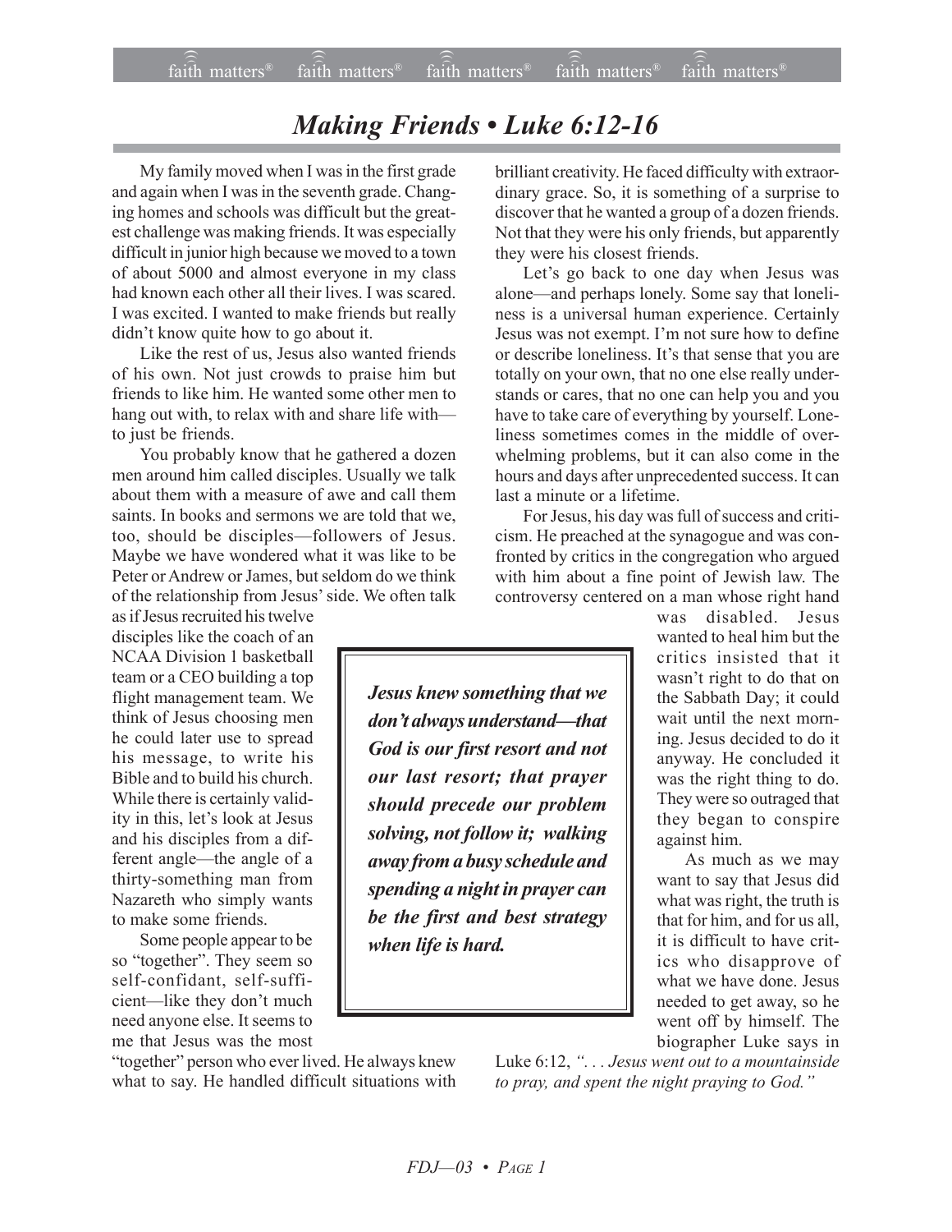# Making Friends • Luke 6:12-16

My family moved when I was in the first grade and again when I was in the seventh grade. Changing homes and schools was difficult but the greatest challenge was making friends. It was especially difficult in junior high because we moved to a town of about 5000 and almost everyone in my class had known each other all their lives. I was scared. I was excited. I wanted to make friends but really didn't know quite how to go about it.

Like the rest of us, Jesus also wanted friends of his own. Not just crowds to praise him but friends to like him. He wanted some other men to hang out with, to relax with and share life with—to just be friends.

You probably know that he gathered a dozen men around him called disciples. Usually we talk about them with a measure of awe and call them saints. In books and sermons we are told that we, too, should be disciples—followers of Jesus. Maybe we have wondered what it was like to be Peter or Andrew or James, but seldom do we think of the relationship from Jesus' side. We often talk as if Jesus recruited his twelve disciples like the coach of an NCAA Division 1 basketball team or a CEO building a top flight management team. We think of Jesus choosing men he could later use to spread his message, to write his Bible and to build his church. While there is certainly validity in this, let's look at Jesus and his disciples from a different angle—the angle of a thirty-something man from Nazareth who simply wants to make some friends.

Some people appear to be so "together". They seem so self-confidant, self-sufficient—like they don't much need anyone else. It seems to me that Jesus was the most "together" person who ever lived. He always knew what to say. He handled difficult situations with brilliant creativity. He faced difficulty with extraordinary grace. So, it is something of a surprise to discover that he wanted a group of a dozen friends. Not that they were his only friends, but apparently they were his closest friends.

Let's go back to one day when Jesus was alone—and perhaps lonely. Some say that loneliness is a universal human experience. Certainly Jesus was not exempt. I'm not sure how to define or describe loneliness. It's that sense that you are totally on your own, that no one else really understands or cares, that no one can help you and you have to take care of everything by yourself. Loneliness sometimes comes in the middle of overwhelming problems, but it can also come in the hours and days after unprecedented success. It can last a minute or a lifetime.

For Jesus, his day was full of success and criticism. He preached at the synagogue and was confronted by critics in the congregation who argued with him about a fine point of Jewish law. The controversy centered on a man whose right hand was disabled. Jesus wanted to heal him but the critics insisted that it wasn't right to do that on the Sabbath Day; it could wait until the next morning. Jesus decided to do it anyway. He concluded it was the right thing to do. They were so outraged that they began to conspire against him.

> ***Jesus knew something that we don't always understand—that God is our first resort and not our last resort; that prayer should precede our problem solving, not follow it; walking away from a busy schedule and spending a night in prayer can be the first and best strategy when life is hard.***

As much as we may want to say that Jesus did what was right, the truth is that for him, and for us all, it is difficult to have critics who disapprove of what we have done. Jesus needed to get away, so he went off by himself. The biographer Luke says in Luke 6:12, *". . . Jesus went out to a mountainside to pray, and spent the night praying to God."*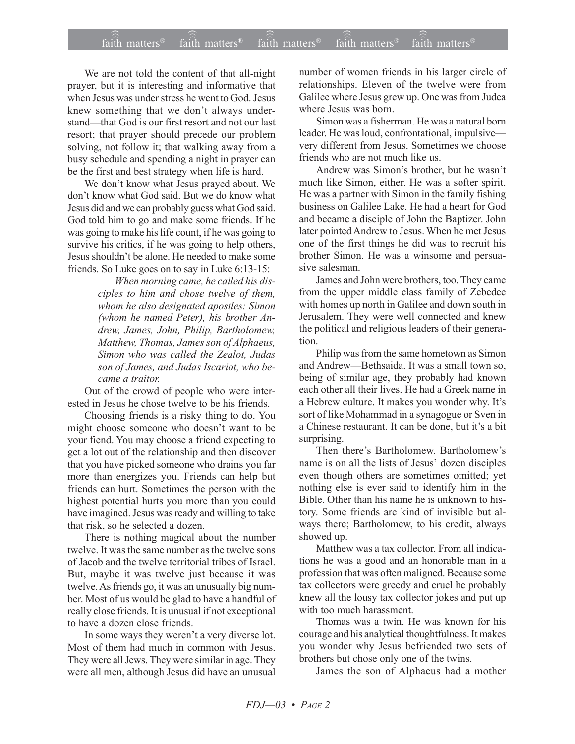We are not told the content of that all-night prayer, but it is interesting and informative that when Jesus was under stress he went to God. Jesus knew something that we don't always understand—that God is our first resort and not our last resort; that prayer should precede our problem solving, not follow it; that walking away from a busy schedule and spending a night in prayer can be the first and best strategy when life is hard.

We don't know what Jesus prayed about. We don't know what God said. But we do know what Jesus did and we can probably guess what God said. God told him to go and make some friends. If he was going to make his life count, if he was going to survive his critics, if he was going to help others, Jesus shouldn't be alone. He needed to make some friends. So Luke goes on to say in Luke 6:13-15:

> *When morning came, he called his disciples to him and chose twelve of them, whom he also designated apostles: Simon (whom he named Peter), his brother Andrew, James, John, Philip, Bartholomew, Matthew, Thomas, James son of Alphaeus, Simon who was called the Zealot, Judas son of James, and Judas Iscariot, who became a traitor.*

Out of the crowd of people who were interested in Jesus he chose twelve to be his friends.

Choosing friends is a risky thing to do. You might choose someone who doesn't want to be your fiend. You may choose a friend expecting to get a lot out of the relationship and then discover that you have picked someone who drains you far more than energizes you. Friends can help but friends can hurt. Sometimes the person with the highest potential hurts you more than you could have imagined. Jesus was ready and willing to take that risk, so he selected a dozen.

There is nothing magical about the number twelve. It was the same number as the twelve sons of Jacob and the twelve territorial tribes of Israel. But, maybe it was twelve just because it was twelve. As friends go, it was an unusually big number. Most of us would be glad to have a handful of really close friends. It is unusual if not exceptional to have a dozen close friends.

In some ways they weren't a very diverse lot. Most of them had much in common with Jesus. They were all Jews. They were similar in age. They were all men, although Jesus did have an unusual number of women friends in his larger circle of relationships. Eleven of the twelve were from Galilee where Jesus grew up. One was from Judea where Jesus was born.

Simon was a fisherman. He was a natural born leader. He was loud, confrontational, impulsive—very different from Jesus. Sometimes we choose friends who are not much like us.

Andrew was Simon's brother, but he wasn't much like Simon, either. He was a softer spirit. He was a partner with Simon in the family fishing business on Galilee Lake. He had a heart for God and became a disciple of John the Baptizer. John later pointed Andrew to Jesus. When he met Jesus one of the first things he did was to recruit his brother Simon. He was a winsome and persuasive salesman.

James and John were brothers, too. They came from the upper middle class family of Zebedee with homes up north in Galilee and down south in Jerusalem. They were well connected and knew the political and religious leaders of their generation.

Philip was from the same hometown as Simon and Andrew—Bethsaida. It was a small town so, being of similar age, they probably had known each other all their lives. He had a Greek name in a Hebrew culture. It makes you wonder why. It's sort of like Mohammad in a synagogue or Sven in a Chinese restaurant. It can be done, but it's a bit surprising.

Then there's Bartholomew. Bartholomew's name is on all the lists of Jesus' dozen disciples even though others are sometimes omitted; yet nothing else is ever said to identify him in the Bible. Other than his name he is unknown to history. Some friends are kind of invisible but always there; Bartholomew, to his credit, always showed up.

Matthew was a tax collector. From all indications he was a good and an honorable man in a profession that was often maligned. Because some tax collectors were greedy and cruel he probably knew all the lousy tax collector jokes and put up with too much harassment.

Thomas was a twin. He was known for his courage and his analytical thoughtfulness. It makes you wonder why Jesus befriended two sets of brothers but chose only one of the twins.

James the son of Alphaeus had a mother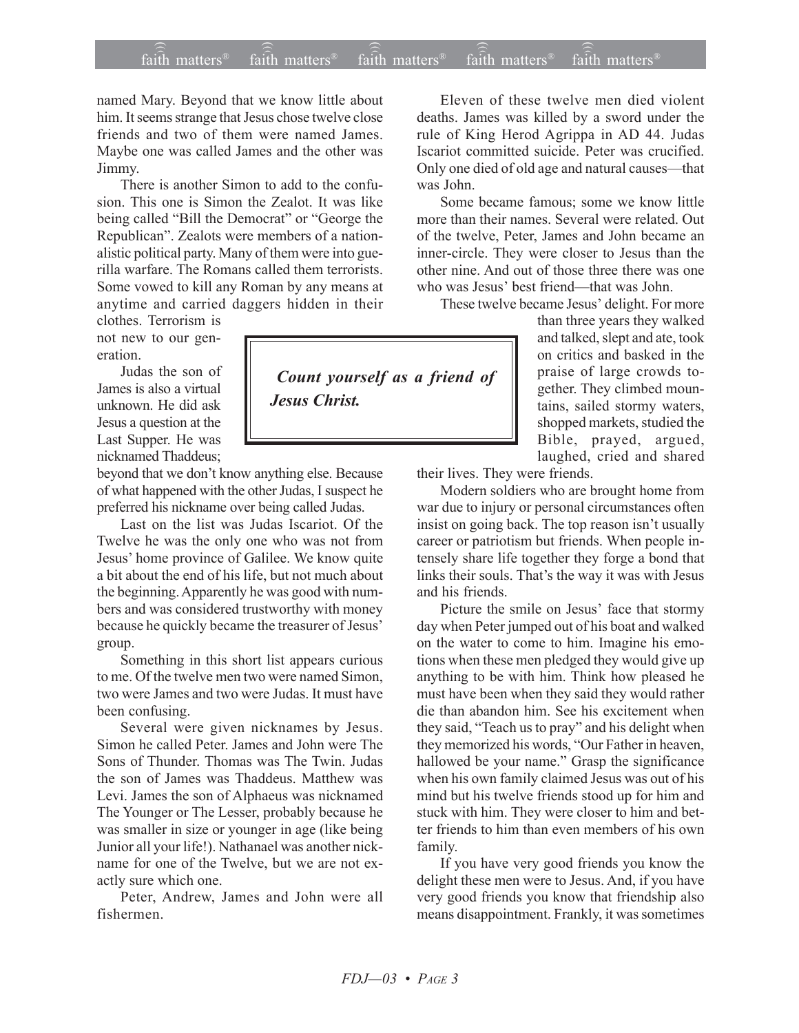named Mary. Beyond that we know little about him. It seems strange that Jesus chose twelve close friends and two of them were named James. Maybe one was called James and the other was Jimmy.

There is another Simon to add to the confusion. This one is Simon the Zealot. It was like being called "Bill the Democrat" or "George the Republican". Zealots were members of a nationalistic political party. Many of them were into guerilla warfare. The Romans called them terrorists. Some vowed to kill any Roman by any means at anytime and carried daggers hidden in their clothes. Terrorism is not new to our generation.

Judas the son of James is also a virtual unknown. He did ask Jesus a question at the Last Supper. He was nicknamed Thaddeus; beyond that we don't know anything else. Because of what happened with the other Judas, I suspect he preferred his nickname over being called Judas.

Last on the list was Judas Iscariot. Of the Twelve he was the only one who was not from Jesus' home province of Galilee. We know quite a bit about the end of his life, but not much about the beginning. Apparently he was good with numbers and was considered trustworthy with money because he quickly became the treasurer of Jesus' group.

Something in this short list appears curious to me. Of the twelve men two were named Simon, two were James and two were Judas. It must have been confusing.

Several were given nicknames by Jesus. Simon he called Peter. James and John were The Sons of Thunder. Thomas was The Twin. Judas the son of James was Thaddeus. Matthew was Levi. James the son of Alphaeus was nicknamed The Younger or The Lesser, probably because he was smaller in size or younger in age (like being Junior all your life!). Nathanael was another nickname for one of the Twelve, but we are not exactly sure which one.

Peter, Andrew, James and John were all fishermen.

Eleven of these twelve men died violent deaths. James was killed by a sword under the rule of King Herod Agrippa in AD 44. Judas Iscariot committed suicide. Peter was crucified. Only one died of old age and natural causes—that was John.

Some became famous; some we know little more than their names. Several were related. Out of the twelve, Peter, James and John became an inner-circle. They were closer to Jesus than the other nine. And out of those three there was one who was Jesus' best friend—that was John.

These twelve became Jesus' delight. For more than three years they walked and talked, slept and ate, took on critics and basked in the praise of large crowds together. They climbed mountains, sailed stormy waters, shopped markets, studied the Bible, prayed, argued, laughed, cried and shared their lives. They were friends.

> ***Count yourself as a friend of Jesus Christ.***

Modern soldiers who are brought home from war due to injury or personal circumstances often insist on going back. The top reason isn't usually career or patriotism but friends. When people intensely share life together they forge a bond that links their souls. That's the way it was with Jesus and his friends.

Picture the smile on Jesus' face that stormy day when Peter jumped out of his boat and walked on the water to come to him. Imagine his emotions when these men pledged they would give up anything to be with him. Think how pleased he must have been when they said they would rather die than abandon him. See his excitement when they said, "Teach us to pray" and his delight when they memorized his words, "Our Father in heaven, hallowed be your name." Grasp the significance when his own family claimed Jesus was out of his mind but his twelve friends stood up for him and stuck with him. They were closer to him and better friends to him than even members of his own family.

If you have very good friends you know the delight these men were to Jesus. And, if you have very good friends you know that friendship also means disappointment. Frankly, it was sometimes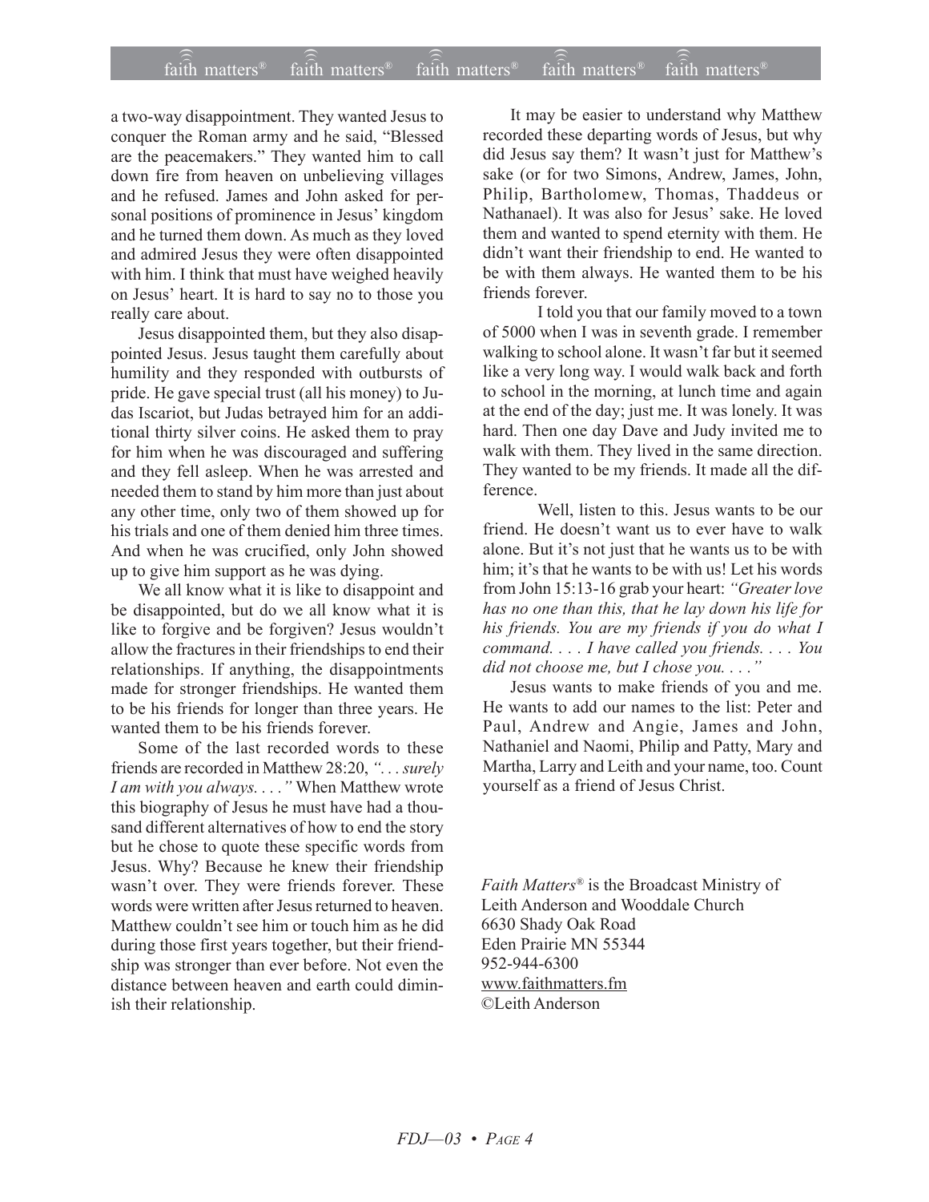a two-way disappointment. They wanted Jesus to conquer the Roman army and he said, "Blessed are the peacemakers." They wanted him to call down fire from heaven on unbelieving villages and he refused. James and John asked for personal positions of prominence in Jesus' kingdom and he turned them down. As much as they loved and admired Jesus they were often disappointed with him. I think that must have weighed heavily on Jesus' heart. It is hard to say no to those you really care about.

Jesus disappointed them, but they also disappointed Jesus. Jesus taught them carefully about humility and they responded with outbursts of pride. He gave special trust (all his money) to Judas Iscariot, but Judas betrayed him for an additional thirty silver coins. He asked them to pray for him when he was discouraged and suffering and they fell asleep. When he was arrested and needed them to stand by him more than just about any other time, only two of them showed up for his trials and one of them denied him three times. And when he was crucified, only John showed up to give him support as he was dying.

We all know what it is like to disappoint and be disappointed, but do we all know what it is like to forgive and be forgiven? Jesus wouldn't allow the fractures in their friendships to end their relationships. If anything, the disappointments made for stronger friendships. He wanted them to be his friends for longer than three years. He wanted them to be his friends forever.

Some of the last recorded words to these friends are recorded in Matthew 28:20, *". . . surely I am with you always. . . ."* When Matthew wrote this biography of Jesus he must have had a thousand different alternatives of how to end the story but he chose to quote these specific words from Jesus. Why? Because he knew their friendship wasn't over. They were friends forever. These words were written after Jesus returned to heaven. Matthew couldn't see him or touch him as he did during those first years together, but their friendship was stronger than ever before. Not even the distance between heaven and earth could diminish their relationship.

It may be easier to understand why Matthew recorded these departing words of Jesus, but why did Jesus say them? It wasn't just for Matthew's sake (or for two Simons, Andrew, James, John, Philip, Bartholomew, Thomas, Thaddeus or Nathanael). It was also for Jesus' sake. He loved them and wanted to spend eternity with them. He didn't want their friendship to end. He wanted to be with them always. He wanted them to be his friends forever.

I told you that our family moved to a town of 5000 when I was in seventh grade. I remember walking to school alone. It wasn't far but it seemed like a very long way. I would walk back and forth to school in the morning, at lunch time and again at the end of the day; just me. It was lonely. It was hard. Then one day Dave and Judy invited me to walk with them. They lived in the same direction. They wanted to be my friends. It made all the difference.

Well, listen to this. Jesus wants to be our friend. He doesn't want us to ever have to walk alone. But it's not just that he wants us to be with him; it's that he wants to be with us! Let his words from John 15:13-16 grab your heart: *"Greater love has no one than this, that he lay down his life for his friends. You are my friends if you do what I command. . . . I have called you friends. . . . You did not choose me, but I chose you. . . ."*

Jesus wants to make friends of you and me. He wants to add our names to the list: Peter and Paul, Andrew and Angie, James and John, Nathaniel and Naomi, Philip and Patty, Mary and Martha, Larry and Leith and your name, too. Count yourself as a friend of Jesus Christ.

*Faith Matters*® is the Broadcast Ministry of
Leith Anderson and Wooddale Church
6630 Shady Oak Road
Eden Prairie MN 55344
952-944-6300
www.faithmatters.fm
©Leith Anderson

FDJ—03